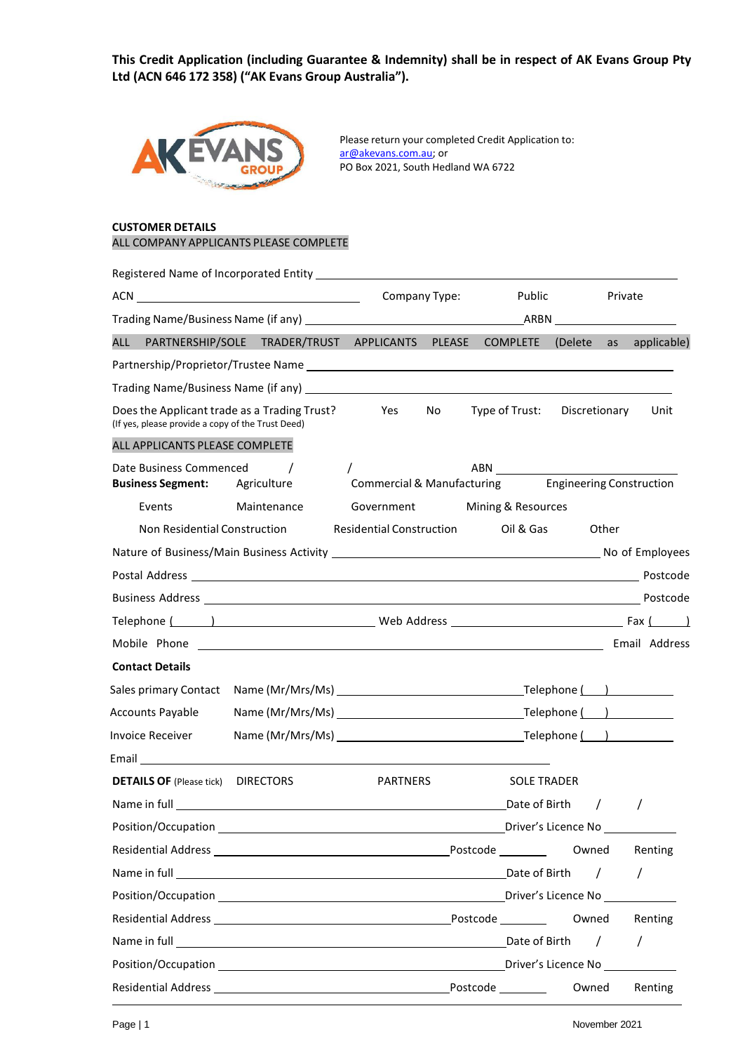**This Credit Application (including Guarantee & Indemnity) shall be in respect of AK Evans Group Pty Ltd (ACN 646 172 358) ("AK Evans Group Australia").**

Please return your completed Credit Application to:
ar@akevans.com.au; or
PO Box 2021, South Hedland WA 6722

**CUSTOMER DETAILS**

ALL COMPANY APPLICANTS PLEASE COMPLETE

Registered Name of Incorporated Entity ______________________________

ACN ______________________ Company Type: Public Private

Trading Name/Business Name (if any) ______________________ ARBN ______________

ALL PARTNERSHIP/SOLE TRADER/TRUST APPLICANTS PLEASE COMPLETE (Delete as applicable)

Partnership/Proprietor/Trustee Name ______________________________

Trading Name/Business Name (if any) ______________________________

Does the Applicant trade as a Trading Trust? Yes No Type of Trust: Discretionary Unit
(If yes, please provide a copy of the Trust Deed)

ALL APPLICANTS PLEASE COMPLETE

Date Business Commenced / / ABN ______________________

**Business Segment:** Agriculture Commercial & Manufacturing Engineering Construction
Events Maintenance Government Mining & Resources
Non Residential Construction Residential Construction Oil & Gas Other

Nature of Business/Main Business Activity ______________________ No of Employees

Postal Address ______________________________ Postcode

Business Address ______________________________ Postcode

Telephone ( ) ______________ Web Address ______________ Fax ( )

Mobile Phone ______________________________ Email Address

**Contact Details**

Sales primary Contact Name (Mr/Mrs/Ms) ______________________ Telephone ( ) __________

Accounts Payable Name (Mr/Mrs/Ms) ______________________ Telephone ( ) __________

Invoice Receiver Name (Mr/Mrs/Ms) ______________________ Telephone ( ) __________

Email ______________________________

**DETAILS OF** (Please tick) DIRECTORS PARTNERS SOLE TRADER

Name in full ______________________________ Date of Birth / /

Position/Occupation ______________________________ Driver's Licence No ______________

Residential Address ______________________ Postcode ________ Owned Renting

Name in full ______________________________ Date of Birth / /

Position/Occupation ______________________________ Driver's Licence No ______________

Residential Address ______________________ Postcode ________ Owned Renting

Name in full ______________________________ Date of Birth / /

Position/Occupation ______________________________ Driver's Licence No ______________

Residential Address ______________________ Postcode ________ Owned Renting

November 2021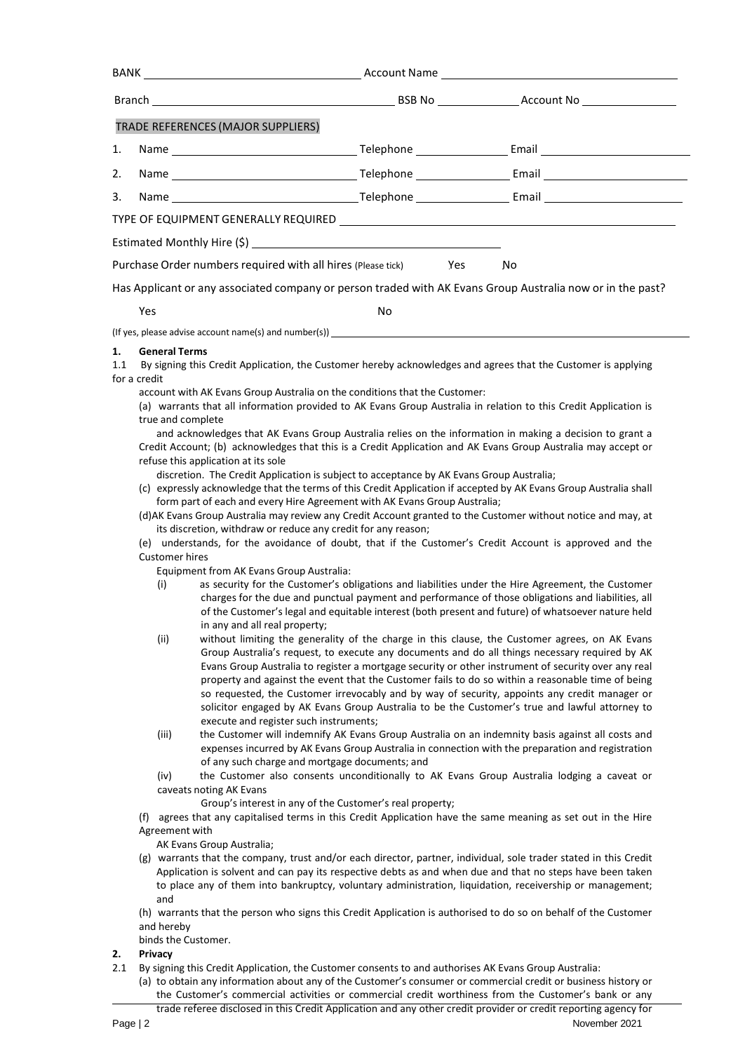BANK ______________________ Account Name ______________________

Branch ______________________ BSB No __________ Account No __________

TRADE REFERENCES (MAJOR SUPPLIERS)

1. Name ______________________ Telephone __________ Email ______________
2. Name ______________________ Telephone __________ Email ______________
3. Name ______________________ Telephone __________ Email ______________

TYPE OF EQUIPMENT GENERALLY REQUIRED ______________________________

Estimated Monthly Hire ($) ______________________

Purchase Order numbers required with all hires (Please tick) Yes No

Has Applicant or any associated company or person traded with AK Evans Group Australia now or in the past?

Yes No

(If yes, please advise account name(s) and number(s)) ______________________

## 1. General Terms

1.1 By signing this Credit Application, the Customer hereby acknowledges and agrees that the Customer is applying for a credit account with AK Evans Group Australia on the conditions that the Customer:

(a) warrants that all information provided to AK Evans Group Australia in relation to this Credit Application is true and complete and acknowledges that AK Evans Group Australia relies on the information in making a decision to grant a Credit Account; (b) acknowledges that this is a Credit Application and AK Evans Group Australia may accept or refuse this application at its sole discretion. The Credit Application is subject to acceptance by AK Evans Group Australia;

(c) expressly acknowledge that the terms of this Credit Application if accepted by AK Evans Group Australia shall form part of each and every Hire Agreement with AK Evans Group Australia;

(d) AK Evans Group Australia may review any Credit Account granted to the Customer without notice and may, at its discretion, withdraw or reduce any credit for any reason;

(e) understands, for the avoidance of doubt, that if the Customer's Credit Account is approved and the Customer hires Equipment from AK Evans Group Australia:

(i) as security for the Customer's obligations and liabilities under the Hire Agreement, the Customer charges for the due and punctual payment and performance of those obligations and liabilities, all of the Customer's legal and equitable interest (both present and future) of whatsoever nature held in any and all real property;

(ii) without limiting the generality of the charge in this clause, the Customer agrees, on AK Evans Group Australia's request, to execute any documents and do all things necessary required by AK Evans Group Australia to register a mortgage security or other instrument of security over any real property and against the event that the Customer fails to do so within a reasonable time of being so requested, the Customer irrevocably and by way of security, appoints any credit manager or solicitor engaged by AK Evans Group Australia to be the Customer's true and lawful attorney to execute and register such instruments;

(iii) the Customer will indemnify AK Evans Group Australia on an indemnity basis against all costs and expenses incurred by AK Evans Group Australia in connection with the preparation and registration of any such charge and mortgage documents; and

(iv) the Customer also consents unconditionally to AK Evans Group Australia lodging a caveat or caveats noting AK Evans Group's interest in any of the Customer's real property;

(f) agrees that any capitalised terms in this Credit Application have the same meaning as set out in the Hire Agreement with AK Evans Group Australia;

(g) warrants that the company, trust and/or each director, partner, individual, sole trader stated in this Credit Application is solvent and can pay its respective debts as and when due and that no steps have been taken to place any of them into bankruptcy, voluntary administration, liquidation, receivership or management; and

(h) warrants that the person who signs this Credit Application is authorised to do so on behalf of the Customer and hereby binds the Customer.

## 2. Privacy

2.1 By signing this Credit Application, the Customer consents to and authorises AK Evans Group Australia:

(a) to obtain any information about any of the Customer's consumer or commercial credit or business history or the Customer's commercial activities or commercial credit worthiness from the Customer's bank or any trade referee disclosed in this Credit Application and any other credit provider or credit reporting agency for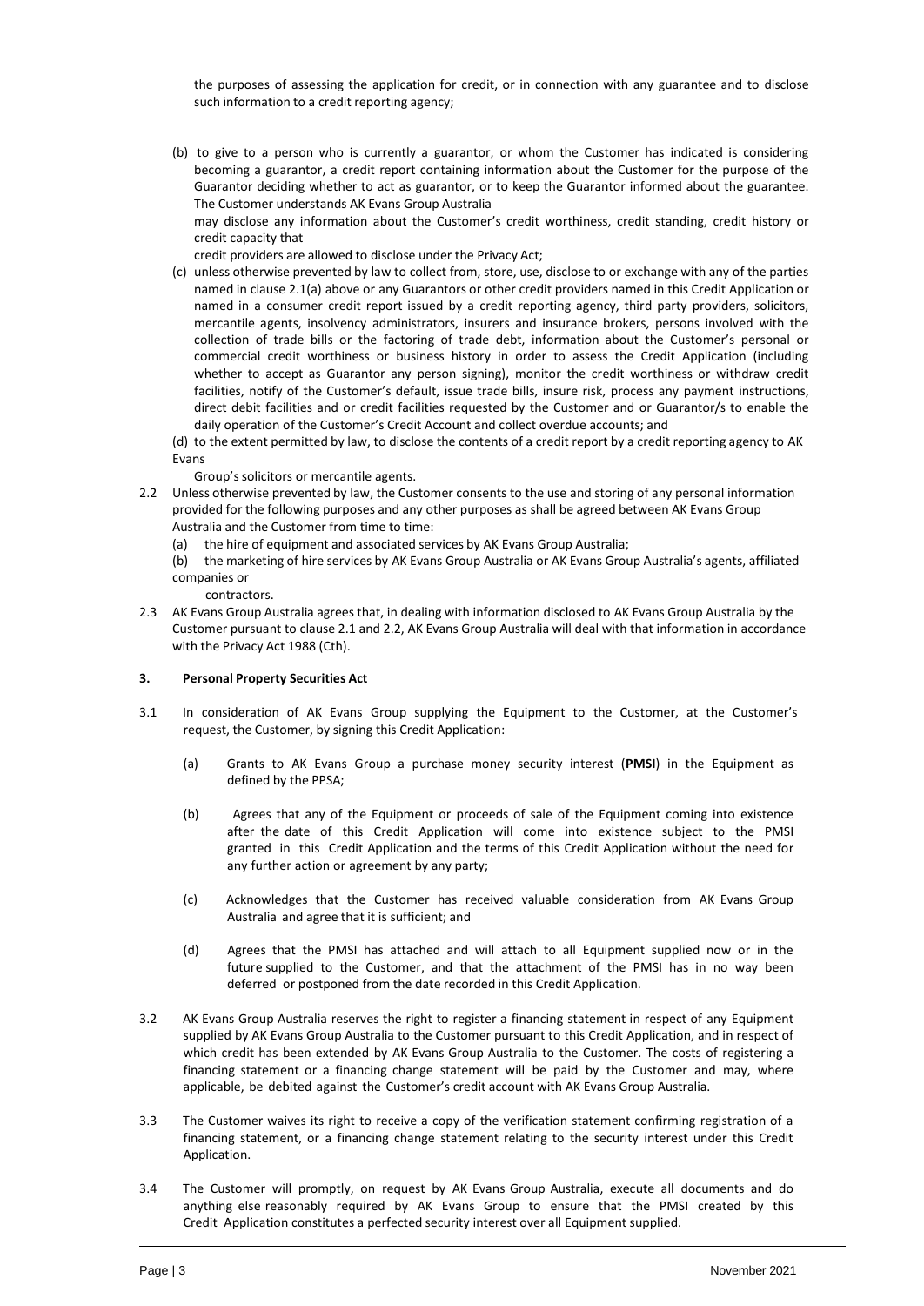the purposes of assessing the application for credit, or in connection with any guarantee and to disclose such information to a credit reporting agency;

(b) to give to a person who is currently a guarantor, or whom the Customer has indicated is considering becoming a guarantor, a credit report containing information about the Customer for the purpose of the Guarantor deciding whether to act as guarantor, or to keep the Guarantor informed about the guarantee. The Customer understands AK Evans Group Australia may disclose any information about the Customer's credit worthiness, credit standing, credit history or credit capacity that credit providers are allowed to disclose under the Privacy Act;

(c) unless otherwise prevented by law to collect from, store, use, disclose to or exchange with any of the parties named in clause 2.1(a) above or any Guarantors or other credit providers named in this Credit Application or named in a consumer credit report issued by a credit reporting agency, third party providers, solicitors, mercantile agents, insolvency administrators, insurers and insurance brokers, persons involved with the collection of trade bills or the factoring of trade debt, information about the Customer's personal or commercial credit worthiness or business history in order to assess the Credit Application (including whether to accept as Guarantor any person signing), monitor the credit worthiness or withdraw credit facilities, notify of the Customer's default, issue trade bills, insure risk, process any payment instructions, direct debit facilities and or credit facilities requested by the Customer and or Guarantor/s to enable the daily operation of the Customer's Credit Account and collect overdue accounts; and

(d) to the extent permitted by law, to disclose the contents of a credit report by a credit reporting agency to AK Evans Group's solicitors or mercantile agents.

2.2 Unless otherwise prevented by law, the Customer consents to the use and storing of any personal information provided for the following purposes and any other purposes as shall be agreed between AK Evans Group Australia and the Customer from time to time:

(a) the hire of equipment and associated services by AK Evans Group Australia;

(b) the marketing of hire services by AK Evans Group Australia or AK Evans Group Australia's agents, affiliated companies or contractors.

2.3 AK Evans Group Australia agrees that, in dealing with information disclosed to AK Evans Group Australia by the Customer pursuant to clause 2.1 and 2.2, AK Evans Group Australia will deal with that information in accordance with the Privacy Act 1988 (Cth).

### 3. Personal Property Securities Act

3.1 In consideration of AK Evans Group supplying the Equipment to the Customer, at the Customer's request, the Customer, by signing this Credit Application:

(a) Grants to AK Evans Group a purchase money security interest (**PMSI**) in the Equipment as defined by the PPSA;

(b) Agrees that any of the Equipment or proceeds of sale of the Equipment coming into existence after the date of this Credit Application will come into existence subject to the PMSI granted in this Credit Application and the terms of this Credit Application without the need for any further action or agreement by any party;

(c) Acknowledges that the Customer has received valuable consideration from AK Evans Group Australia and agree that it is sufficient; and

(d) Agrees that the PMSI has attached and will attach to all Equipment supplied now or in the future supplied to the Customer, and that the attachment of the PMSI has in no way been deferred or postponed from the date recorded in this Credit Application.

3.2 AK Evans Group Australia reserves the right to register a financing statement in respect of any Equipment supplied by AK Evans Group Australia to the Customer pursuant to this Credit Application, and in respect of which credit has been extended by AK Evans Group Australia to the Customer. The costs of registering a financing statement or a financing change statement will be paid by the Customer and may, where applicable, be debited against the Customer's credit account with AK Evans Group Australia.

3.3 The Customer waives its right to receive a copy of the verification statement confirming registration of a financing statement, or a financing change statement relating to the security interest under this Credit Application.

3.4 The Customer will promptly, on request by AK Evans Group Australia, execute all documents and do anything else reasonably required by AK Evans Group to ensure that the PMSI created by this Credit Application constitutes a perfected security interest over all Equipment supplied.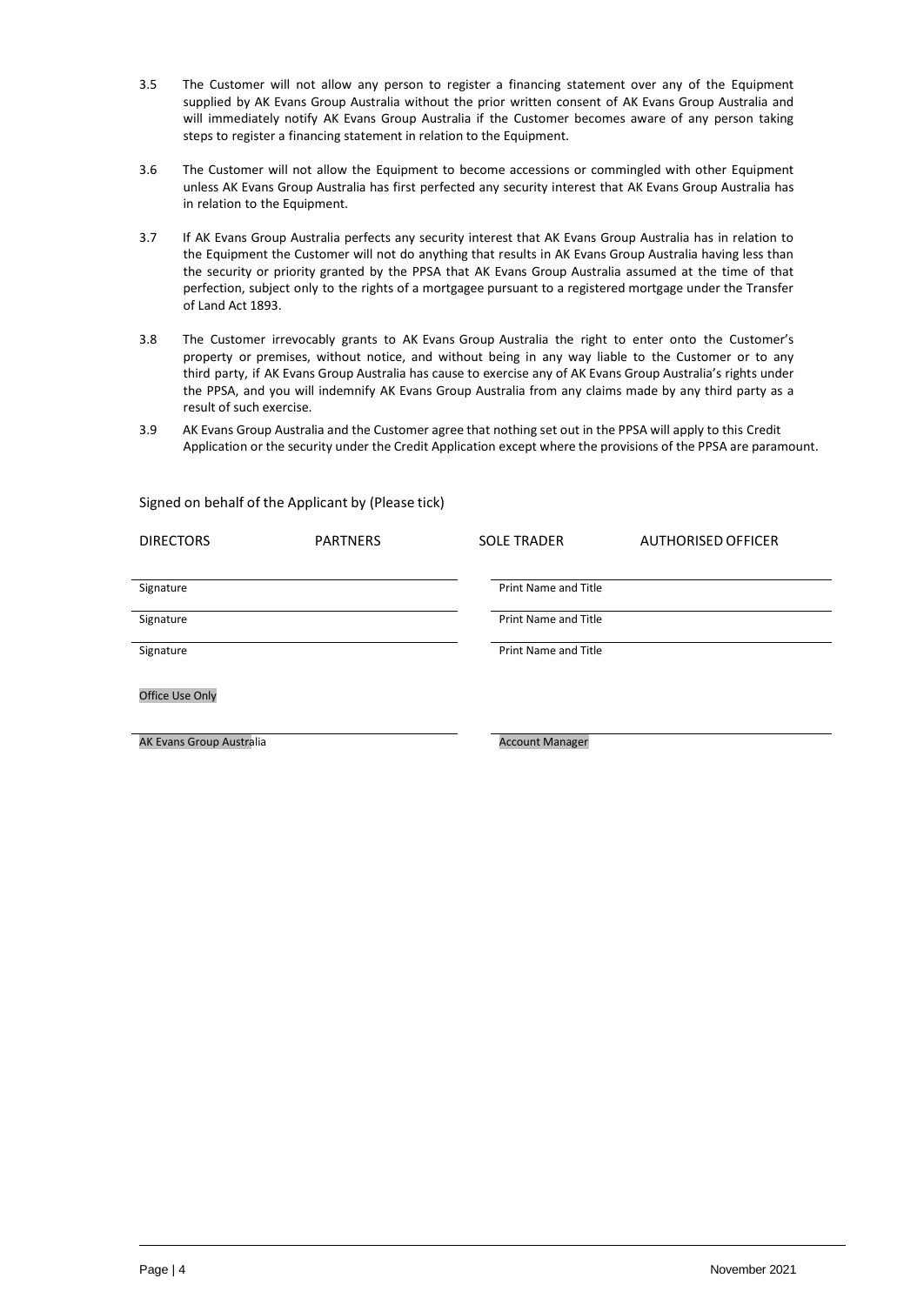3.5 The Customer will not allow any person to register a financing statement over any of the Equipment supplied by AK Evans Group Australia without the prior written consent of AK Evans Group Australia and will immediately notify AK Evans Group Australia if the Customer becomes aware of any person taking steps to register a financing statement in relation to the Equipment.

3.6 The Customer will not allow the Equipment to become accessions or commingled with other Equipment unless AK Evans Group Australia has first perfected any security interest that AK Evans Group Australia has in relation to the Equipment.

3.7 If AK Evans Group Australia perfects any security interest that AK Evans Group Australia has in relation to the Equipment the Customer will not do anything that results in AK Evans Group Australia having less than the security or priority granted by the PPSA that AK Evans Group Australia assumed at the time of that perfection, subject only to the rights of a mortgagee pursuant to a registered mortgage under the Transfer of Land Act 1893.

3.8 The Customer irrevocably grants to AK Evans Group Australia the right to enter onto the Customer's property or premises, without notice, and without being in any way liable to the Customer or to any third party, if AK Evans Group Australia has cause to exercise any of AK Evans Group Australia's rights under the PPSA, and you will indemnify AK Evans Group Australia from any claims made by any third party as a result of such exercise.

3.9 AK Evans Group Australia and the Customer agree that nothing set out in the PPSA will apply to this Credit Application or the security under the Credit Application except where the provisions of the PPSA are paramount.

Signed on behalf of the Applicant by (Please tick)

DIRECTORS PARTNERS SOLE TRADER AUTHORISED OFFICER

| Signature | Print Name and Title |
|---|---|
| Signature | Print Name and Title |
| Signature | Print Name and Title |

Office Use Only

| AK Evans Group Australia | Account Manager |
|---|---|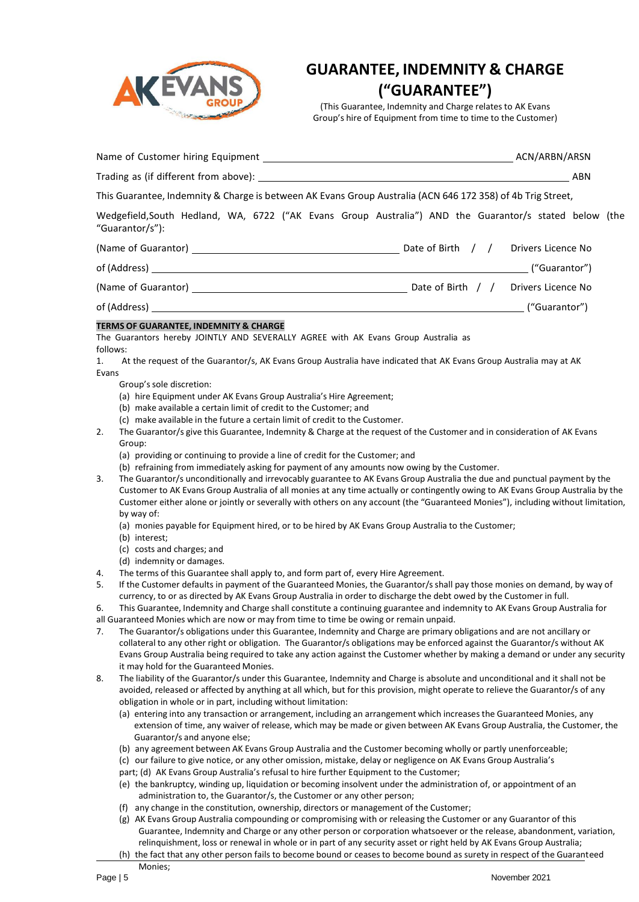# GUARANTEE, INDEMNITY & CHARGE ("GUARANTEE")

(This Guarantee, Indemnity and Charge relates to AK Evans Group's hire of Equipment from time to time to the Customer)

Name of Customer hiring Equipment ______________________________ ACN/ARBN/ARSN

Trading as (if different from above): ______________________________ ABN

This Guarantee, Indemnity & Charge is between AK Evans Group Australia (ACN 646 172 358) of 4b Trig Street, Wedgefield,South Hedland, WA, 6722 ("AK Evans Group Australia") AND the Guarantor/s stated below (the "Guarantor/s"):

(Name of Guarantor) ______________________________ Date of Birth / / Drivers Licence No

of (Address) ______________________________ ("Guarantor")

(Name of Guarantor) ______________________________ Date of Birth / / Drivers Licence No

of (Address) ______________________________ ("Guarantor")

**TERMS OF GUARANTEE, INDEMNITY & CHARGE**

The Guarantors hereby JOINTLY AND SEVERALLY AGREE with AK Evans Group Australia as follows:

1. At the request of the Guarantor/s, AK Evans Group Australia have indicated that AK Evans Group Australia may at AK Evans Group's sole discretion:
   (a) hire Equipment under AK Evans Group Australia's Hire Agreement;
   (b) make available a certain limit of credit to the Customer; and
   (c) make available in the future a certain limit of credit to the Customer.
2. The Guarantor/s give this Guarantee, Indemnity & Charge at the request of the Customer and in consideration of AK Evans Group:
   (a) providing or continuing to provide a line of credit for the Customer; and
   (b) refraining from immediately asking for payment of any amounts now owing by the Customer.
3. The Guarantor/s unconditionally and irrevocably guarantee to AK Evans Group Australia the due and punctual payment by the Customer to AK Evans Group Australia of all monies at any time actually or contingently owing to AK Evans Group Australia by the Customer either alone or jointly or severally with others on any account (the "Guaranteed Monies"), including without limitation, by way of:
   (a) monies payable for Equipment hired, or to be hired by AK Evans Group Australia to the Customer;
   (b) interest;
   (c) costs and charges; and
   (d) indemnity or damages.
4. The terms of this Guarantee shall apply to, and form part of, every Hire Agreement.
5. If the Customer defaults in payment of the Guaranteed Monies, the Guarantor/s shall pay those monies on demand, by way of currency, to or as directed by AK Evans Group Australia in order to discharge the debt owed by the Customer in full.
6. This Guarantee, Indemnity and Charge shall constitute a continuing guarantee and indemnity to AK Evans Group Australia for all Guaranteed Monies which are now or may from time to time be owing or remain unpaid.
7. The Guarantor/s obligations under this Guarantee, Indemnity and Charge are primary obligations and are not ancillary or collateral to any other right or obligation. The Guarantor/s obligations may be enforced against the Guarantor/s without AK Evans Group Australia being required to take any action against the Customer whether by making a demand or under any security it may hold for the Guaranteed Monies.
8. The liability of the Guarantor/s under this Guarantee, Indemnity and Charge is absolute and unconditional and it shall not be avoided, released or affected by anything at all which, but for this provision, might operate to relieve the Guarantor/s of any obligation in whole or in part, including without limitation:
   (a) entering into any transaction or arrangement, including an arrangement which increases the Guaranteed Monies, any extension of time, any waiver of release, which may be made or given between AK Evans Group Australia, the Customer, the Guarantor/s and anyone else;
   (b) any agreement between AK Evans Group Australia and the Customer becoming wholly or partly unenforceable;
   (c) our failure to give notice, or any other omission, mistake, delay or negligence on AK Evans Group Australia's part;
   (d) AK Evans Group Australia's refusal to hire further Equipment to the Customer;
   (e) the bankruptcy, winding up, liquidation or becoming insolvent under the administration of, or appointment of an administration to, the Guarantor/s, the Customer or any other person;
   (f) any change in the constitution, ownership, directors or management of the Customer;
   (g) AK Evans Group Australia compounding or compromising with or releasing the Customer or any Guarantor of this Guarantee, Indemnity and Charge or any other person or corporation whatsoever or the release, abandonment, variation, relinquishment, loss or renewal in whole or in part of any security asset or right held by AK Evans Group Australia;
   (h) the fact that any other person fails to become bound or ceases to become bound as surety in respect of the Guaranteed Monies;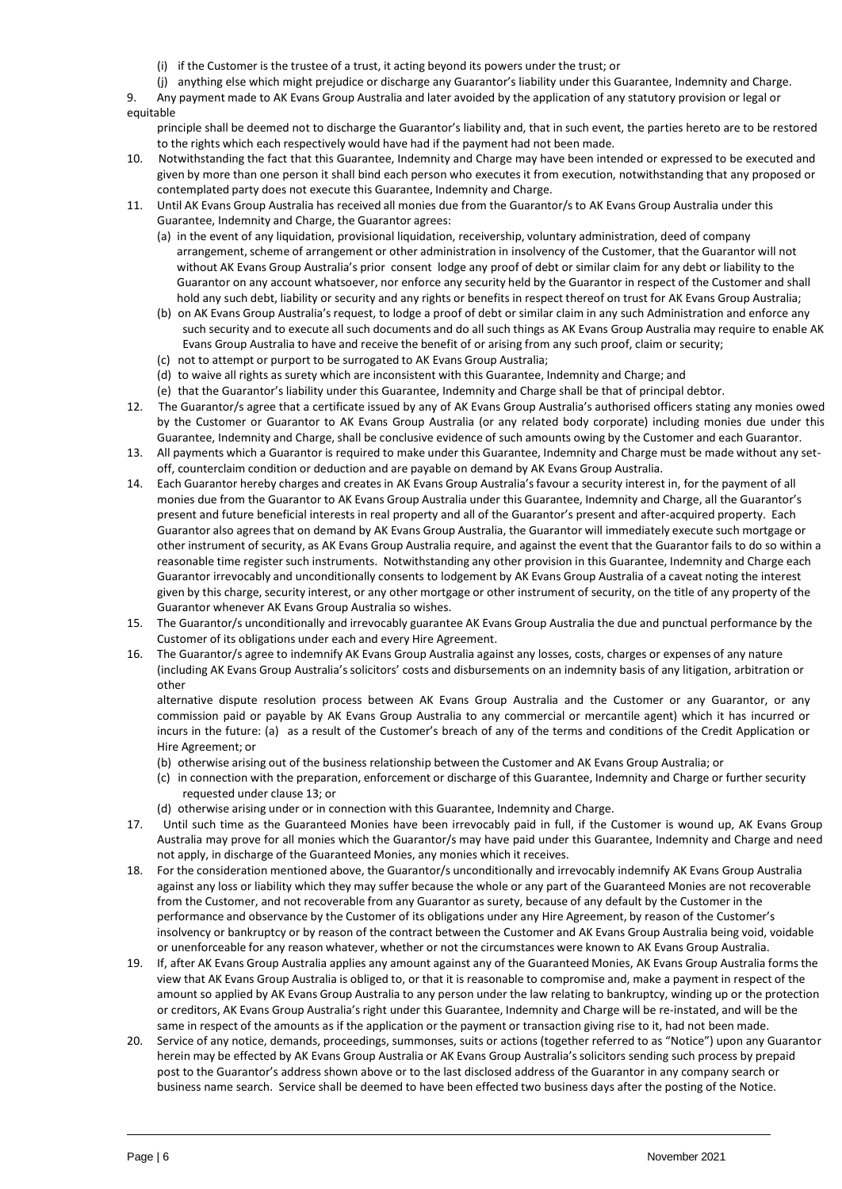(i) if the Customer is the trustee of a trust, it acting beyond its powers under the trust; or

(j) anything else which might prejudice or discharge any Guarantor's liability under this Guarantee, Indemnity and Charge.

9. Any payment made to AK Evans Group Australia and later avoided by the application of any statutory provision or legal or equitable principle shall be deemed not to discharge the Guarantor's liability and, that in such event, the parties hereto are to be restored to the rights which each respectively would have had if the payment had not been made.

10. Notwithstanding the fact that this Guarantee, Indemnity and Charge may have been intended or expressed to be executed and given by more than one person it shall bind each person who executes it from execution, notwithstanding that any proposed or contemplated party does not execute this Guarantee, Indemnity and Charge.

11. Until AK Evans Group Australia has received all monies due from the Guarantor/s to AK Evans Group Australia under this Guarantee, Indemnity and Charge, the Guarantor agrees:
    - (a) in the event of any liquidation, provisional liquidation, receivership, voluntary administration, deed of company arrangement, scheme of arrangement or other administration in insolvency of the Customer, that the Guarantor will not without AK Evans Group Australia's prior consent lodge any proof of debt or similar claim for any debt or liability to the Guarantor on any account whatsoever, nor enforce any security held by the Guarantor in respect of the Customer and shall hold any such debt, liability or security and any rights or benefits in respect thereof on trust for AK Evans Group Australia;
    - (b) on AK Evans Group Australia's request, to lodge a proof of debt or similar claim in any such Administration and enforce any such security and to execute all such documents and do all such things as AK Evans Group Australia may require to enable AK Evans Group Australia to have and receive the benefit of or arising from any such proof, claim or security;
    - (c) not to attempt or purport to be surrogated to AK Evans Group Australia;
    - (d) to waive all rights as surety which are inconsistent with this Guarantee, Indemnity and Charge; and
    - (e) that the Guarantor's liability under this Guarantee, Indemnity and Charge shall be that of principal debtor.

12. The Guarantor/s agree that a certificate issued by any of AK Evans Group Australia's authorised officers stating any monies owed by the Customer or Guarantor to AK Evans Group Australia (or any related body corporate) including monies due under this Guarantee, Indemnity and Charge, shall be conclusive evidence of such amounts owing by the Customer and each Guarantor.

13. All payments which a Guarantor is required to make under this Guarantee, Indemnity and Charge must be made without any set-off, counterclaim condition or deduction and are payable on demand by AK Evans Group Australia.

14. Each Guarantor hereby charges and creates in AK Evans Group Australia's favour a security interest in, for the payment of all monies due from the Guarantor to AK Evans Group Australia under this Guarantee, Indemnity and Charge, all the Guarantor's present and future beneficial interests in real property and all of the Guarantor's present and after-acquired property. Each Guarantor also agrees that on demand by AK Evans Group Australia, the Guarantor will immediately execute such mortgage or other instrument of security, as AK Evans Group Australia require, and against the event that the Guarantor fails to do so within a reasonable time register such instruments. Notwithstanding any other provision in this Guarantee, Indemnity and Charge each Guarantor irrevocably and unconditionally consents to lodgement by AK Evans Group Australia of a caveat noting the interest given by this charge, security interest, or any other mortgage or other instrument of security, on the title of any property of the Guarantor whenever AK Evans Group Australia so wishes.

15. The Guarantor/s unconditionally and irrevocably guarantee AK Evans Group Australia the due and punctual performance by the Customer of its obligations under each and every Hire Agreement.

16. The Guarantor/s agree to indemnify AK Evans Group Australia against any losses, costs, charges or expenses of any nature (including AK Evans Group Australia's solicitors' costs and disbursements on an indemnity basis of any litigation, arbitration or other alternative dispute resolution process between AK Evans Group Australia and the Customer or any Guarantor, or any commission paid or payable by AK Evans Group Australia to any commercial or mercantile agent) which it has incurred or incurs in the future: (a) as a result of the Customer's breach of any of the terms and conditions of the Credit Application or Hire Agreement; or
    - (b) otherwise arising out of the business relationship between the Customer and AK Evans Group Australia; or
    - (c) in connection with the preparation, enforcement or discharge of this Guarantee, Indemnity and Charge or further security requested under clause 13; or
    - (d) otherwise arising under or in connection with this Guarantee, Indemnity and Charge.

17. Until such time as the Guaranteed Monies have been irrevocably paid in full, if the Customer is wound up, AK Evans Group Australia may prove for all monies which the Guarantor/s may have paid under this Guarantee, Indemnity and Charge and need not apply, in discharge of the Guaranteed Monies, any monies which it receives.

18. For the consideration mentioned above, the Guarantor/s unconditionally and irrevocably indemnify AK Evans Group Australia against any loss or liability which they may suffer because the whole or any part of the Guaranteed Monies are not recoverable from the Customer, and not recoverable from any Guarantor as surety, because of any default by the Customer in the performance and observance by the Customer of its obligations under any Hire Agreement, by reason of the Customer's insolvency or bankruptcy or by reason of the contract between the Customer and AK Evans Group Australia being void, voidable or unenforceable for any reason whatever, whether or not the circumstances were known to AK Evans Group Australia.

19. If, after AK Evans Group Australia applies any amount against any of the Guaranteed Monies, AK Evans Group Australia forms the view that AK Evans Group Australia is obliged to, or that it is reasonable to compromise and, make a payment in respect of the amount so applied by AK Evans Group Australia to any person under the law relating to bankruptcy, winding up or the protection or creditors, AK Evans Group Australia's right under this Guarantee, Indemnity and Charge will be re-instated, and will be the same in respect of the amounts as if the application or the payment or transaction giving rise to it, had not been made.

20. Service of any notice, demands, proceedings, summonses, suits or actions (together referred to as "Notice") upon any Guarantor herein may be effected by AK Evans Group Australia or AK Evans Group Australia's solicitors sending such process by prepaid post to the Guarantor's address shown above or to the last disclosed address of the Guarantor in any company search or business name search. Service shall be deemed to have been effected two business days after the posting of the Notice.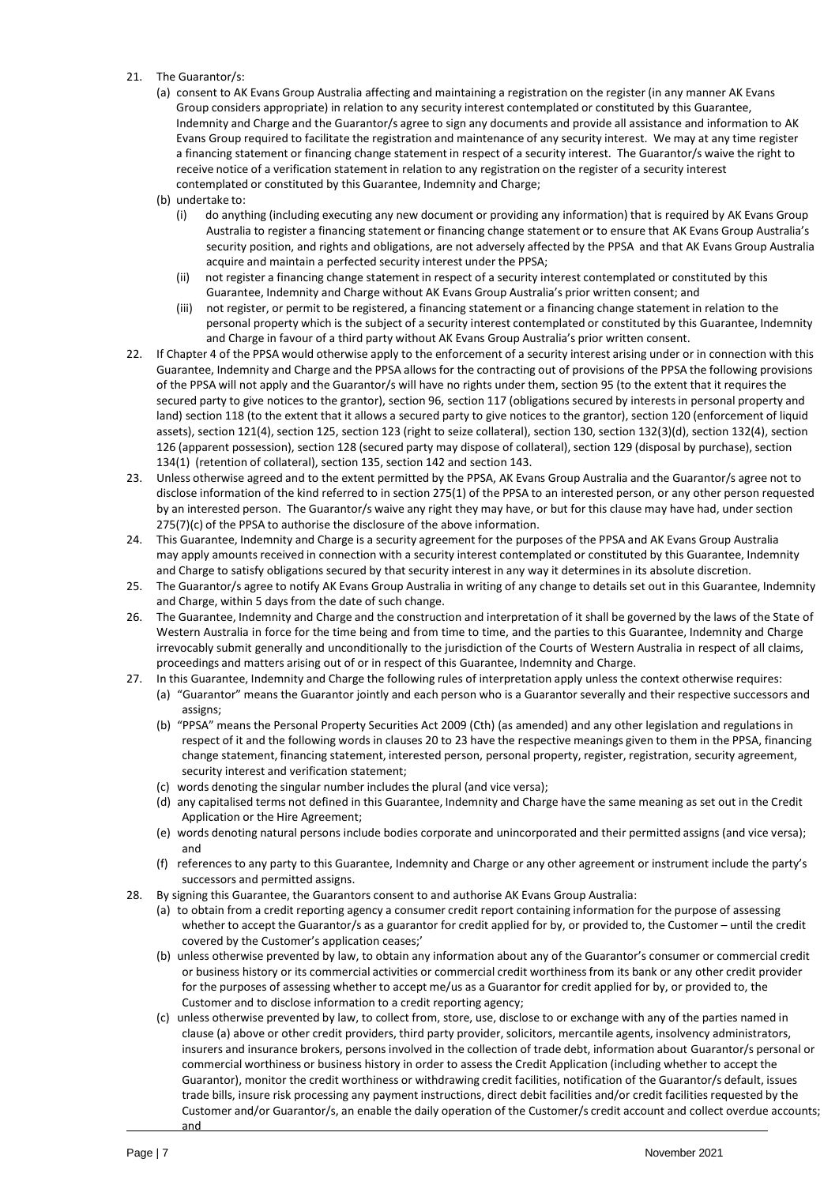21. The Guarantor/s:
    (a) consent to AK Evans Group Australia affecting and maintaining a registration on the register (in any manner AK Evans Group considers appropriate) in relation to any security interest contemplated or constituted by this Guarantee, Indemnity and Charge and the Guarantor/s agree to sign any documents and provide all assistance and information to AK Evans Group required to facilitate the registration and maintenance of any security interest. We may at any time register a financing statement or financing change statement in respect of a security interest. The Guarantor/s waive the right to receive notice of a verification statement in relation to any registration on the register of a security interest contemplated or constituted by this Guarantee, Indemnity and Charge;
    (b) undertake to:
        (i) do anything (including executing any new document or providing any information) that is required by AK Evans Group Australia to register a financing statement or financing change statement or to ensure that AK Evans Group Australia's security position, and rights and obligations, are not adversely affected by the PPSA and that AK Evans Group Australia acquire and maintain a perfected security interest under the PPSA;
        (ii) not register a financing change statement in respect of a security interest contemplated or constituted by this Guarantee, Indemnity and Charge without AK Evans Group Australia's prior written consent; and
        (iii) not register, or permit to be registered, a financing statement or a financing change statement in relation to the personal property which is the subject of a security interest contemplated or constituted by this Guarantee, Indemnity and Charge in favour of a third party without AK Evans Group Australia's prior written consent.
22. If Chapter 4 of the PPSA would otherwise apply to the enforcement of a security interest arising under or in connection with this Guarantee, Indemnity and Charge and the PPSA allows for the contracting out of provisions of the PPSA the following provisions of the PPSA will not apply and the Guarantor/s will have no rights under them, section 95 (to the extent that it requires the secured party to give notices to the grantor), section 96, section 117 (obligations secured by interests in personal property and land) section 118 (to the extent that it allows a secured party to give notices to the grantor), section 120 (enforcement of liquid assets), section 121(4), section 125, section 123 (right to seize collateral), section 130, section 132(3)(d), section 132(4), section 126 (apparent possession), section 128 (secured party may dispose of collateral), section 129 (disposal by purchase), section 134(1) (retention of collateral), section 135, section 142 and section 143.
23. Unless otherwise agreed and to the extent permitted by the PPSA, AK Evans Group Australia and the Guarantor/s agree not to disclose information of the kind referred to in section 275(1) of the PPSA to an interested person, or any other person requested by an interested person. The Guarantor/s waive any right they may have, or but for this clause may have had, under section 275(7)(c) of the PPSA to authorise the disclosure of the above information.
24. This Guarantee, Indemnity and Charge is a security agreement for the purposes of the PPSA and AK Evans Group Australia may apply amounts received in connection with a security interest contemplated or constituted by this Guarantee, Indemnity and Charge to satisfy obligations secured by that security interest in any way it determines in its absolute discretion.
25. The Guarantor/s agree to notify AK Evans Group Australia in writing of any change to details set out in this Guarantee, Indemnity and Charge, within 5 days from the date of such change.
26. The Guarantee, Indemnity and Charge and the construction and interpretation of it shall be governed by the laws of the State of Western Australia in force for the time being and from time to time, and the parties to this Guarantee, Indemnity and Charge irrevocably submit generally and unconditionally to the jurisdiction of the Courts of Western Australia in respect of all claims, proceedings and matters arising out of or in respect of this Guarantee, Indemnity and Charge.
27. In this Guarantee, Indemnity and Charge the following rules of interpretation apply unless the context otherwise requires:
    (a) "Guarantor" means the Guarantor jointly and each person who is a Guarantor severally and their respective successors and assigns;
    (b) "PPSA" means the Personal Property Securities Act 2009 (Cth) (as amended) and any other legislation and regulations in respect of it and the following words in clauses 20 to 23 have the respective meanings given to them in the PPSA, financing change statement, financing statement, interested person, personal property, register, registration, security agreement, security interest and verification statement;
    (c) words denoting the singular number includes the plural (and vice versa);
    (d) any capitalised terms not defined in this Guarantee, Indemnity and Charge have the same meaning as set out in the Credit Application or the Hire Agreement;
    (e) words denoting natural persons include bodies corporate and unincorporated and their permitted assigns (and vice versa); and
    (f) references to any party to this Guarantee, Indemnity and Charge or any other agreement or instrument include the party's successors and permitted assigns.
28. By signing this Guarantee, the Guarantors consent to and authorise AK Evans Group Australia:
    (a) to obtain from a credit reporting agency a consumer credit report containing information for the purpose of assessing whether to accept the Guarantor/s as a guarantor for credit applied for by, or provided to, the Customer – until the credit covered by the Customer's application ceases;'
    (b) unless otherwise prevented by law, to obtain any information about any of the Guarantor's consumer or commercial credit or business history or its commercial activities or commercial credit worthiness from its bank or any other credit provider for the purposes of assessing whether to accept me/us as a Guarantor for credit applied for by, or provided to, the Customer and to disclose information to a credit reporting agency;
    (c) unless otherwise prevented by law, to collect from, store, use, disclose to or exchange with any of the parties named in clause (a) above or other credit providers, third party provider, solicitors, mercantile agents, insolvency administrators, insurers and insurance brokers, persons involved in the collection of trade debt, information about Guarantor/s personal or commercial worthiness or business history in order to assess the Credit Application (including whether to accept the Guarantor), monitor the credit worthiness or withdrawing credit facilities, notification of the Guarantor/s default, issues trade bills, insure risk processing any payment instructions, direct debit facilities and/or credit facilities requested by the Customer and/or Guarantor/s, an enable the daily operation of the Customer/s credit account and collect overdue accounts; and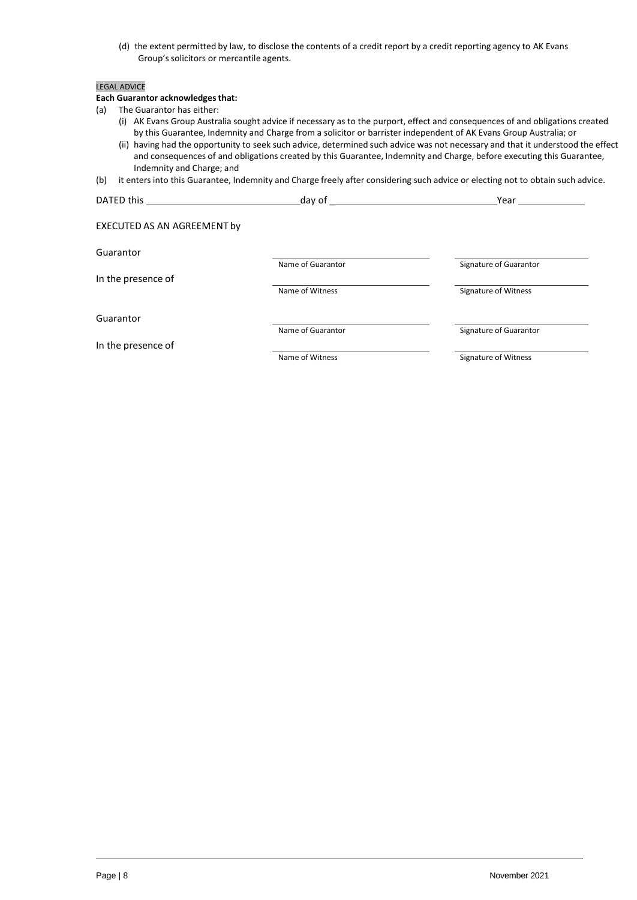(d) the extent permitted by law, to disclose the contents of a credit report by a credit reporting agency to AK Evans Group's solicitors or mercantile agents.

LEGAL ADVICE

**Each Guarantor acknowledges that:**

(a) The Guarantor has either:

(i) AK Evans Group Australia sought advice if necessary as to the purport, effect and consequences of and obligations created by this Guarantee, Indemnity and Charge from a solicitor or barrister independent of AK Evans Group Australia; or

(ii) having had the opportunity to seek such advice, determined such advice was not necessary and that it understood the effect and consequences of and obligations created by this Guarantee, Indemnity and Charge, before executing this Guarantee, Indemnity and Charge; and

(b) it enters into this Guarantee, Indemnity and Charge freely after considering such advice or electing not to obtain such advice.

DATED this ______________________ day of ______________________ Year __________

EXECUTED AS AN AGREEMENT by

| | | |
|---|---|---|
| Guarantor | Name of Guarantor | Signature of Guarantor |
| In the presence of | Name of Witness | Signature of Witness |
| Guarantor | Name of Guarantor | Signature of Guarantor |
| In the presence of | Name of Witness | Signature of Witness |

November 2021